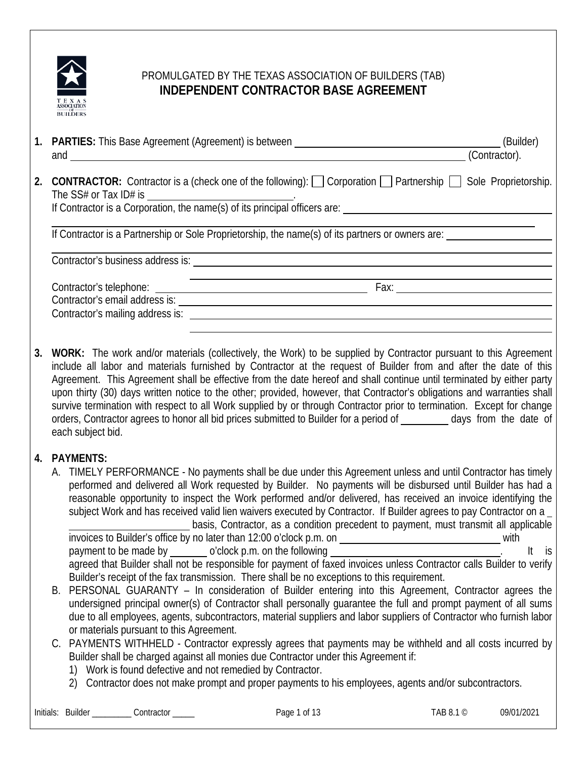PROMULGATED BY THE TEXAS ASSOCIATION OF BUILDERS (TAB)

# INDEPENDENT CONTRACTOR BASE AGREEMENT

1. **PARTIES:** This Base Agreement (Agreement) is between ______________________________ (Builder) and ______________________________ (Contractor).

2. **CONTRACTOR:** Contractor is a (check one of the following): ☐ Corporation ☐ Partnership ☐ Sole Proprietorship. The SS# or Tax ID# is ______________________.
   If Contractor is a Corporation, the name(s) of its principal officers are: ______________________________
   ______________________________
   If Contractor is a Partnership or Sole Proprietorship, the name(s) of its partners or owners are: ______________
   ______________________________
   Contractor's business address is: ______________________________
   ______________________________
   Contractor's telephone: ______________________ Fax: ______________________
   Contractor's email address is: ______________________________
   Contractor's mailing address is: ______________________________
   ______________________________

3. **WORK:** The work and/or materials (collectively, the Work) to be supplied by Contractor pursuant to this Agreement include all labor and materials furnished by Contractor at the request of Builder from and after the date of this Agreement. This Agreement shall be effective from the date hereof and shall continue until terminated by either party upon thirty (30) days written notice to the other; provided, however, that Contractor's obligations and warranties shall survive termination with respect to all Work supplied by or through Contractor prior to termination. Except for change orders, Contractor agrees to honor all bid prices submitted to Builder for a period of ________ days from the date of each subject bid.

4. **PAYMENTS:**
   A. TIMELY PERFORMANCE - No payments shall be due under this Agreement unless and until Contractor has timely performed and delivered all Work requested by Builder. No payments will be disbursed until Builder has had a reasonable opportunity to inspect the Work performed and/or delivered, has received an invoice identifying the subject Work and has received valid lien waivers executed by Contractor. If Builder agrees to pay Contractor on a ______________________ basis, Contractor, as a condition precedent to payment, must transmit all applicable invoices to Builder's office by no later than 12:00 o'clock p.m. on ______________________ with payment to be made by _______ o'clock p.m. on the following ______________________. It is agreed that Builder shall not be responsible for payment of faxed invoices unless Contractor calls Builder to verify Builder's receipt of the fax transmission. There shall be no exceptions to this requirement.
   B. PERSONAL GUARANTY – In consideration of Builder entering into this Agreement, Contractor agrees the undersigned principal owner(s) of Contractor shall personally guarantee the full and prompt payment of all sums due to all employees, agents, subcontractors, material suppliers and labor suppliers of Contractor who furnish labor or materials pursuant to this Agreement.
   C. PAYMENTS WITHHELD - Contractor expressly agrees that payments may be withheld and all costs incurred by Builder shall be charged against all monies due Contractor under this Agreement if:
      1) Work is found defective and not remedied by Contractor.
      2) Contractor does not make prompt and proper payments to his employees, agents and/or subcontractors.

Initials: Builder _________ Contractor _____ TAB 8.1 © 09/01/2021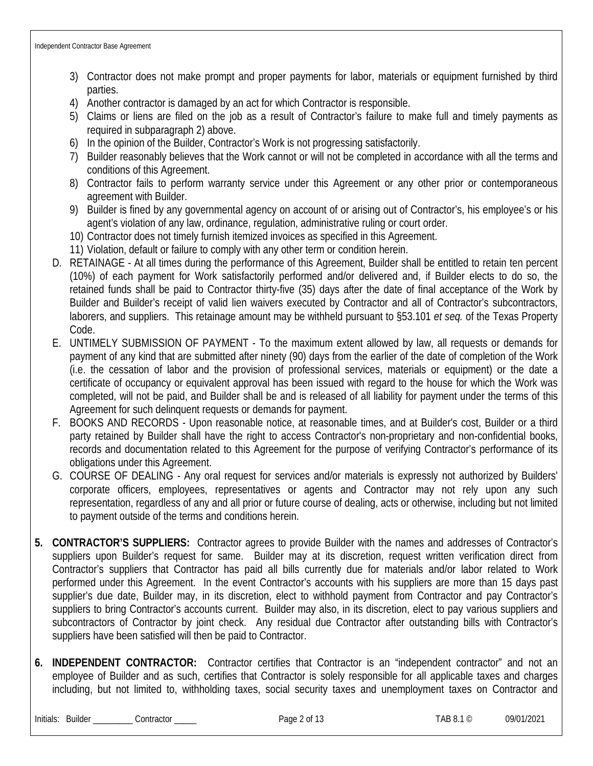3) Contractor does not make prompt and proper payments for labor, materials or equipment furnished by third parties.
4) Another contractor is damaged by an act for which Contractor is responsible.
5) Claims or liens are filed on the job as a result of Contractor's failure to make full and timely payments as required in subparagraph 2) above.
6) In the opinion of the Builder, Contractor's Work is not progressing satisfactorily.
7) Builder reasonably believes that the Work cannot or will not be completed in accordance with all the terms and conditions of this Agreement.
8) Contractor fails to perform warranty service under this Agreement or any other prior or contemporaneous agreement with Builder.
9) Builder is fined by any governmental agency on account of or arising out of Contractor's, his employee's or his agent's violation of any law, ordinance, regulation, administrative ruling or court order.
10) Contractor does not timely furnish itemized invoices as specified in this Agreement.
11) Violation, default or failure to comply with any other term or condition herein.

D. RETAINAGE - At all times during the performance of this Agreement, Builder shall be entitled to retain ten percent (10%) of each payment for Work satisfactorily performed and/or delivered and, if Builder elects to do so, the retained funds shall be paid to Contractor thirty-five (35) days after the date of final acceptance of the Work by Builder and Builder's receipt of valid lien waivers executed by Contractor and all of Contractor's subcontractors, laborers, and suppliers. This retainage amount may be withheld pursuant to §53.101 *et seq.* of the Texas Property Code.

E. UNTIMELY SUBMISSION OF PAYMENT - To the maximum extent allowed by law, all requests or demands for payment of any kind that are submitted after ninety (90) days from the earlier of the date of completion of the Work (i.e. the cessation of labor and the provision of professional services, materials or equipment) or the date a certificate of occupancy or equivalent approval has been issued with regard to the house for which the Work was completed, will not be paid, and Builder shall be and is released of all liability for payment under the terms of this Agreement for such delinquent requests or demands for payment.

F. BOOKS AND RECORDS - Upon reasonable notice, at reasonable times, and at Builder's cost, Builder or a third party retained by Builder shall have the right to access Contractor's non-proprietary and non-confidential books, records and documentation related to this Agreement for the purpose of verifying Contractor's performance of its obligations under this Agreement.

G. COURSE OF DEALING - Any oral request for services and/or materials is expressly not authorized by Builders' corporate officers, employees, representatives or agents and Contractor may not rely upon any such representation, regardless of any and all prior or future course of dealing, acts or otherwise, including but not limited to payment outside of the terms and conditions herein.

**5. CONTRACTOR'S SUPPLIERS:** Contractor agrees to provide Builder with the names and addresses of Contractor's suppliers upon Builder's request for same. Builder may at its discretion, request written verification direct from Contractor's suppliers that Contractor has paid all bills currently due for materials and/or labor related to Work performed under this Agreement. In the event Contractor's accounts with his suppliers are more than 15 days past supplier's due date, Builder may, in its discretion, elect to withhold payment from Contractor and pay Contractor's suppliers to bring Contractor's accounts current. Builder may also, in its discretion, elect to pay various suppliers and subcontractors of Contractor by joint check. Any residual due Contractor after outstanding bills with Contractor's suppliers have been satisfied will then be paid to Contractor.

**6. INDEPENDENT CONTRACTOR:** Contractor certifies that Contractor is an "independent contractor" and not an employee of Builder and as such, certifies that Contractor is solely responsible for all applicable taxes and charges including, but not limited to, withholding taxes, social security taxes and unemployment taxes on Contractor and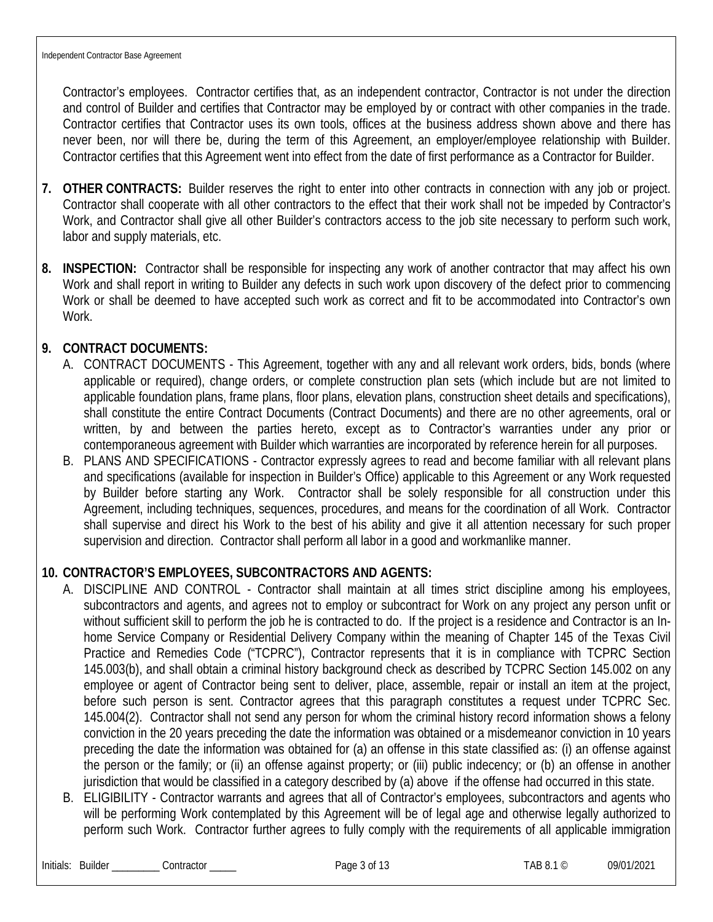Contractor's employees. Contractor certifies that, as an independent contractor, Contractor is not under the direction and control of Builder and certifies that Contractor may be employed by or contract with other companies in the trade. Contractor certifies that Contractor uses its own tools, offices at the business address shown above and there has never been, nor will there be, during the term of this Agreement, an employer/employee relationship with Builder. Contractor certifies that this Agreement went into effect from the date of first performance as a Contractor for Builder.

**7. OTHER CONTRACTS:** Builder reserves the right to enter into other contracts in connection with any job or project. Contractor shall cooperate with all other contractors to the effect that their work shall not be impeded by Contractor's Work, and Contractor shall give all other Builder's contractors access to the job site necessary to perform such work, labor and supply materials, etc.

**8. INSPECTION:** Contractor shall be responsible for inspecting any work of another contractor that may affect his own Work and shall report in writing to Builder any defects in such work upon discovery of the defect prior to commencing Work or shall be deemed to have accepted such work as correct and fit to be accommodated into Contractor's own Work.

**9. CONTRACT DOCUMENTS:**

A. CONTRACT DOCUMENTS - This Agreement, together with any and all relevant work orders, bids, bonds (where applicable or required), change orders, or complete construction plan sets (which include but are not limited to applicable foundation plans, frame plans, floor plans, elevation plans, construction sheet details and specifications), shall constitute the entire Contract Documents (Contract Documents) and there are no other agreements, oral or written, by and between the parties hereto, except as to Contractor's warranties under any prior or contemporaneous agreement with Builder which warranties are incorporated by reference herein for all purposes.

B. PLANS AND SPECIFICATIONS - Contractor expressly agrees to read and become familiar with all relevant plans and specifications (available for inspection in Builder's Office) applicable to this Agreement or any Work requested by Builder before starting any Work. Contractor shall be solely responsible for all construction under this Agreement, including techniques, sequences, procedures, and means for the coordination of all Work. Contractor shall supervise and direct his Work to the best of his ability and give it all attention necessary for such proper supervision and direction. Contractor shall perform all labor in a good and workmanlike manner.

**10. CONTRACTOR'S EMPLOYEES, SUBCONTRACTORS AND AGENTS:**

A. DISCIPLINE AND CONTROL - Contractor shall maintain at all times strict discipline among his employees, subcontractors and agents, and agrees not to employ or subcontract for Work on any project any person unfit or without sufficient skill to perform the job he is contracted to do. If the project is a residence and Contractor is an In-home Service Company or Residential Delivery Company within the meaning of Chapter 145 of the Texas Civil Practice and Remedies Code ("TCPRC"), Contractor represents that it is in compliance with TCPRC Section 145.003(b), and shall obtain a criminal history background check as described by TCPRC Section 145.002 on any employee or agent of Contractor being sent to deliver, place, assemble, repair or install an item at the project, before such person is sent. Contractor agrees that this paragraph constitutes a request under TCPRC Sec. 145.004(2). Contractor shall not send any person for whom the criminal history record information shows a felony conviction in the 20 years preceding the date the information was obtained or a misdemeanor conviction in 10 years preceding the date the information was obtained for (a) an offense in this state classified as: (i) an offense against the person or the family; or (ii) an offense against property; or (iii) public indecency; or (b) an offense in another jurisdiction that would be classified in a category described by (a) above if the offense had occurred in this state.

B. ELIGIBILITY - Contractor warrants and agrees that all of Contractor's employees, subcontractors and agents who will be performing Work contemplated by this Agreement will be of legal age and otherwise legally authorized to perform such Work. Contractor further agrees to fully comply with the requirements of all applicable immigration

Initials: Builder _________ Contractor _____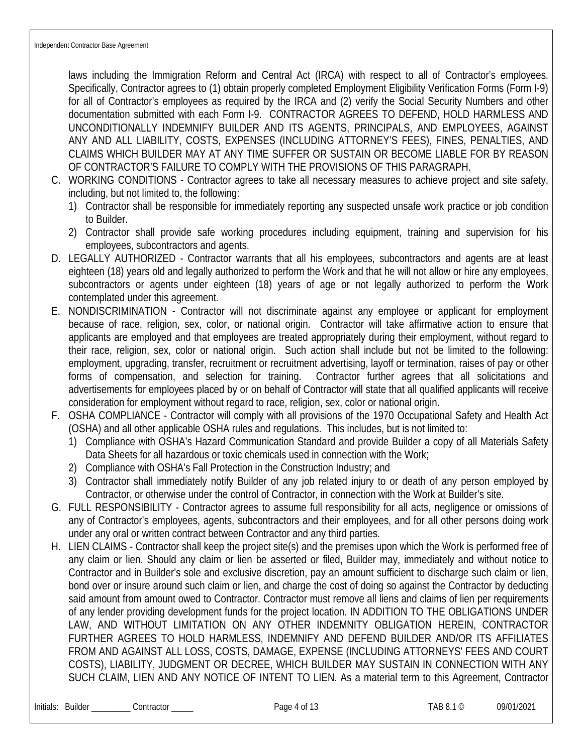laws including the Immigration Reform and Central Act (IRCA) with respect to all of Contractor's employees. Specifically, Contractor agrees to (1) obtain properly completed Employment Eligibility Verification Forms (Form I-9) for all of Contractor's employees as required by the IRCA and (2) verify the Social Security Numbers and other documentation submitted with each Form I-9. CONTRACTOR AGREES TO DEFEND, HOLD HARMLESS AND UNCONDITIONALLY INDEMNIFY BUILDER AND ITS AGENTS, PRINCIPALS, AND EMPLOYEES, AGAINST ANY AND ALL LIABILITY, COSTS, EXPENSES (INCLUDING ATTORNEY'S FEES), FINES, PENALTIES, AND CLAIMS WHICH BUILDER MAY AT ANY TIME SUFFER OR SUSTAIN OR BECOME LIABLE FOR BY REASON OF CONTRACTOR'S FAILURE TO COMPLY WITH THE PROVISIONS OF THIS PARAGRAPH.

C. WORKING CONDITIONS - Contractor agrees to take all necessary measures to achieve project and site safety, including, but not limited to, the following:
   1) Contractor shall be responsible for immediately reporting any suspected unsafe work practice or job condition to Builder.
   2) Contractor shall provide safe working procedures including equipment, training and supervision for his employees, subcontractors and agents.

D. LEGALLY AUTHORIZED - Contractor warrants that all his employees, subcontractors and agents are at least eighteen (18) years old and legally authorized to perform the Work and that he will not allow or hire any employees, subcontractors or agents under eighteen (18) years of age or not legally authorized to perform the Work contemplated under this agreement.

E. NONDISCRIMINATION - Contractor will not discriminate against any employee or applicant for employment because of race, religion, sex, color, or national origin. Contractor will take affirmative action to ensure that applicants are employed and that employees are treated appropriately during their employment, without regard to their race, religion, sex, color or national origin. Such action shall include but not be limited to the following: employment, upgrading, transfer, recruitment or recruitment advertising, layoff or termination, raises of pay or other forms of compensation, and selection for training. Contractor further agrees that all solicitations and advertisements for employees placed by or on behalf of Contractor will state that all qualified applicants will receive consideration for employment without regard to race, religion, sex, color or national origin.

F. OSHA COMPLIANCE - Contractor will comply with all provisions of the 1970 Occupational Safety and Health Act (OSHA) and all other applicable OSHA rules and regulations. This includes, but is not limited to:
   1) Compliance with OSHA's Hazard Communication Standard and provide Builder a copy of all Materials Safety Data Sheets for all hazardous or toxic chemicals used in connection with the Work;
   2) Compliance with OSHA's Fall Protection in the Construction Industry; and
   3) Contractor shall immediately notify Builder of any job related injury to or death of any person employed by Contractor, or otherwise under the control of Contractor, in connection with the Work at Builder's site.

G. FULL RESPONSIBILITY - Contractor agrees to assume full responsibility for all acts, negligence or omissions of any of Contractor's employees, agents, subcontractors and their employees, and for all other persons doing work under any oral or written contract between Contractor and any third parties.

H. LIEN CLAIMS - Contractor shall keep the project site(s) and the premises upon which the Work is performed free of any claim or lien. Should any claim or lien be asserted or filed, Builder may, immediately and without notice to Contractor and in Builder's sole and exclusive discretion, pay an amount sufficient to discharge such claim or lien, bond over or insure around such claim or lien, and charge the cost of doing so against the Contractor by deducting said amount from amount owed to Contractor. Contractor must remove all liens and claims of lien per requirements of any lender providing development funds for the project location. IN ADDITION TO THE OBLIGATIONS UNDER LAW, AND WITHOUT LIMITATION ON ANY OTHER INDEMNITY OBLIGATION HEREIN, CONTRACTOR FURTHER AGREES TO HOLD HARMLESS, INDEMNIFY AND DEFEND BUILDER AND/OR ITS AFFILIATES FROM AND AGAINST ALL LOSS, COSTS, DAMAGE, EXPENSE (INCLUDING ATTORNEYS' FEES AND COURT COSTS), LIABILITY, JUDGMENT OR DECREE, WHICH BUILDER MAY SUSTAIN IN CONNECTION WITH ANY SUCH CLAIM, LIEN AND ANY NOTICE OF INTENT TO LIEN. As a material term to this Agreement, Contractor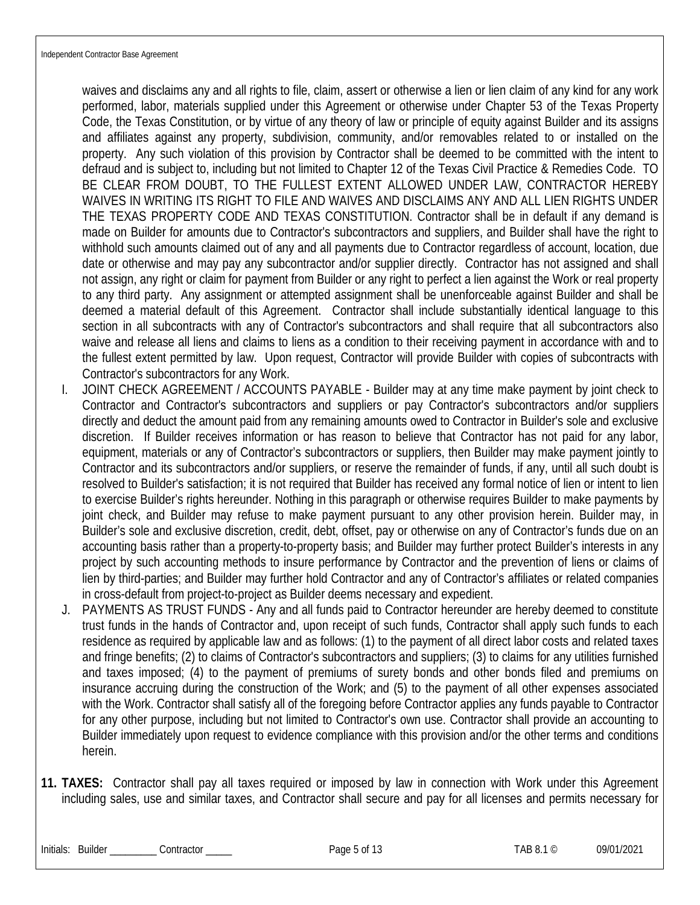waives and disclaims any and all rights to file, claim, assert or otherwise a lien or lien claim of any kind for any work performed, labor, materials supplied under this Agreement or otherwise under Chapter 53 of the Texas Property Code, the Texas Constitution, or by virtue of any theory of law or principle of equity against Builder and its assigns and affiliates against any property, subdivision, community, and/or removables related to or installed on the property. Any such violation of this provision by Contractor shall be deemed to be committed with the intent to defraud and is subject to, including but not limited to Chapter 12 of the Texas Civil Practice & Remedies Code. TO BE CLEAR FROM DOUBT, TO THE FULLEST EXTENT ALLOWED UNDER LAW, CONTRACTOR HEREBY WAIVES IN WRITING ITS RIGHT TO FILE AND WAIVES AND DISCLAIMS ANY AND ALL LIEN RIGHTS UNDER THE TEXAS PROPERTY CODE AND TEXAS CONSTITUTION. Contractor shall be in default if any demand is made on Builder for amounts due to Contractor's subcontractors and suppliers, and Builder shall have the right to withhold such amounts claimed out of any and all payments due to Contractor regardless of account, location, due date or otherwise and may pay any subcontractor and/or supplier directly. Contractor has not assigned and shall not assign, any right or claim for payment from Builder or any right to perfect a lien against the Work or real property to any third party. Any assignment or attempted assignment shall be unenforceable against Builder and shall be deemed a material default of this Agreement. Contractor shall include substantially identical language to this section in all subcontracts with any of Contractor's subcontractors and shall require that all subcontractors also waive and release all liens and claims to liens as a condition to their receiving payment in accordance with and to the fullest extent permitted by law. Upon request, Contractor will provide Builder with copies of subcontracts with Contractor's subcontractors for any Work.

I. JOINT CHECK AGREEMENT / ACCOUNTS PAYABLE - Builder may at any time make payment by joint check to Contractor and Contractor's subcontractors and suppliers or pay Contractor's subcontractors and/or suppliers directly and deduct the amount paid from any remaining amounts owed to Contractor in Builder's sole and exclusive discretion. If Builder receives information or has reason to believe that Contractor has not paid for any labor, equipment, materials or any of Contractor's subcontractors or suppliers, then Builder may make payment jointly to Contractor and its subcontractors and/or suppliers, or reserve the remainder of funds, if any, until all such doubt is resolved to Builder's satisfaction; it is not required that Builder has received any formal notice of lien or intent to lien to exercise Builder's rights hereunder. Nothing in this paragraph or otherwise requires Builder to make payments by joint check, and Builder may refuse to make payment pursuant to any other provision herein. Builder may, in Builder's sole and exclusive discretion, credit, debt, offset, pay or otherwise on any of Contractor's funds due on an accounting basis rather than a property-to-property basis; and Builder may further protect Builder's interests in any project by such accounting methods to insure performance by Contractor and the prevention of liens or claims of lien by third-parties; and Builder may further hold Contractor and any of Contractor's affiliates or related companies in cross-default from project-to-project as Builder deems necessary and expedient.

J. PAYMENTS AS TRUST FUNDS - Any and all funds paid to Contractor hereunder are hereby deemed to constitute trust funds in the hands of Contractor and, upon receipt of such funds, Contractor shall apply such funds to each residence as required by applicable law and as follows: (1) to the payment of all direct labor costs and related taxes and fringe benefits; (2) to claims of Contractor's subcontractors and suppliers; (3) to claims for any utilities furnished and taxes imposed; (4) to the payment of premiums of surety bonds and other bonds filed and premiums on insurance accruing during the construction of the Work; and (5) to the payment of all other expenses associated with the Work. Contractor shall satisfy all of the foregoing before Contractor applies any funds payable to Contractor for any other purpose, including but not limited to Contractor's own use. Contractor shall provide an accounting to Builder immediately upon request to evidence compliance with this provision and/or the other terms and conditions herein.

**11. TAXES:** Contractor shall pay all taxes required or imposed by law in connection with Work under this Agreement including sales, use and similar taxes, and Contractor shall secure and pay for all licenses and permits necessary for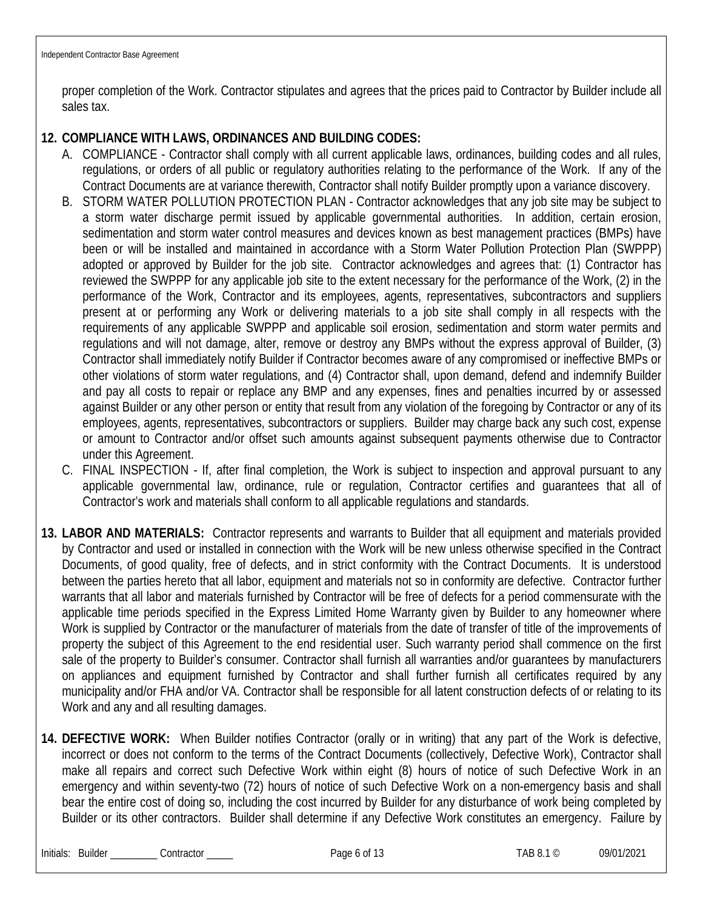proper completion of the Work. Contractor stipulates and agrees that the prices paid to Contractor by Builder include all sales tax.

**12. COMPLIANCE WITH LAWS, ORDINANCES AND BUILDING CODES:**

A. COMPLIANCE - Contractor shall comply with all current applicable laws, ordinances, building codes and all rules, regulations, or orders of all public or regulatory authorities relating to the performance of the Work. If any of the Contract Documents are at variance therewith, Contractor shall notify Builder promptly upon a variance discovery.

B. STORM WATER POLLUTION PROTECTION PLAN - Contractor acknowledges that any job site may be subject to a storm water discharge permit issued by applicable governmental authorities. In addition, certain erosion, sedimentation and storm water control measures and devices known as best management practices (BMPs) have been or will be installed and maintained in accordance with a Storm Water Pollution Protection Plan (SWPPP) adopted or approved by Builder for the job site. Contractor acknowledges and agrees that: (1) Contractor has reviewed the SWPPP for any applicable job site to the extent necessary for the performance of the Work, (2) in the performance of the Work, Contractor and its employees, agents, representatives, subcontractors and suppliers present at or performing any Work or delivering materials to a job site shall comply in all respects with the requirements of any applicable SWPPP and applicable soil erosion, sedimentation and storm water permits and regulations and will not damage, alter, remove or destroy any BMPs without the express approval of Builder, (3) Contractor shall immediately notify Builder if Contractor becomes aware of any compromised or ineffective BMPs or other violations of storm water regulations, and (4) Contractor shall, upon demand, defend and indemnify Builder and pay all costs to repair or replace any BMP and any expenses, fines and penalties incurred by or assessed against Builder or any other person or entity that result from any violation of the foregoing by Contractor or any of its employees, agents, representatives, subcontractors or suppliers. Builder may charge back any such cost, expense or amount to Contractor and/or offset such amounts against subsequent payments otherwise due to Contractor under this Agreement.

C. FINAL INSPECTION - If, after final completion, the Work is subject to inspection and approval pursuant to any applicable governmental law, ordinance, rule or regulation, Contractor certifies and guarantees that all of Contractor's work and materials shall conform to all applicable regulations and standards.

**13. LABOR AND MATERIALS:** Contractor represents and warrants to Builder that all equipment and materials provided by Contractor and used or installed in connection with the Work will be new unless otherwise specified in the Contract Documents, of good quality, free of defects, and in strict conformity with the Contract Documents. It is understood between the parties hereto that all labor, equipment and materials not so in conformity are defective. Contractor further warrants that all labor and materials furnished by Contractor will be free of defects for a period commensurate with the applicable time periods specified in the Express Limited Home Warranty given by Builder to any homeowner where Work is supplied by Contractor or the manufacturer of materials from the date of transfer of title of the improvements of property the subject of this Agreement to the end residential user. Such warranty period shall commence on the first sale of the property to Builder's consumer. Contractor shall furnish all warranties and/or guarantees by manufacturers on appliances and equipment furnished by Contractor and shall further furnish all certificates required by any municipality and/or FHA and/or VA. Contractor shall be responsible for all latent construction defects of or relating to its Work and any and all resulting damages.

**14. DEFECTIVE WORK:** When Builder notifies Contractor (orally or in writing) that any part of the Work is defective, incorrect or does not conform to the terms of the Contract Documents (collectively, Defective Work), Contractor shall make all repairs and correct such Defective Work within eight (8) hours of notice of such Defective Work in an emergency and within seventy-two (72) hours of notice of such Defective Work on a non-emergency basis and shall bear the entire cost of doing so, including the cost incurred by Builder for any disturbance of work being completed by Builder or its other contractors. Builder shall determine if any Defective Work constitutes an emergency. Failure by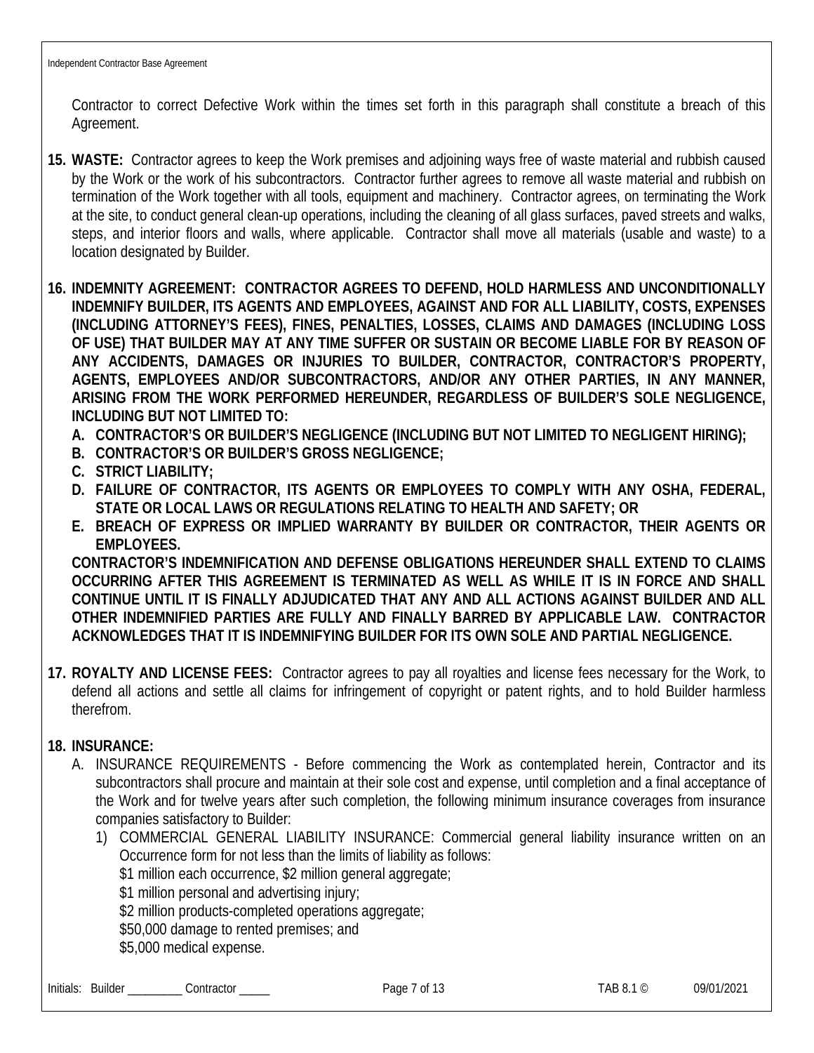Contractor to correct Defective Work within the times set forth in this paragraph shall constitute a breach of this Agreement.

15. **WASTE:** Contractor agrees to keep the Work premises and adjoining ways free of waste material and rubbish caused by the Work or the work of his subcontractors. Contractor further agrees to remove all waste material and rubbish on termination of the Work together with all tools, equipment and machinery. Contractor agrees, on terminating the Work at the site, to conduct general clean-up operations, including the cleaning of all glass surfaces, paved streets and walks, steps, and interior floors and walls, where applicable. Contractor shall move all materials (usable and waste) to a location designated by Builder.

16. **INDEMNITY AGREEMENT: CONTRACTOR AGREES TO DEFEND, HOLD HARMLESS AND UNCONDITIONALLY INDEMNIFY BUILDER, ITS AGENTS AND EMPLOYEES, AGAINST AND FOR ALL LIABILITY, COSTS, EXPENSES (INCLUDING ATTORNEY'S FEES), FINES, PENALTIES, LOSSES, CLAIMS AND DAMAGES (INCLUDING LOSS OF USE) THAT BUILDER MAY AT ANY TIME SUFFER OR SUSTAIN OR BECOME LIABLE FOR BY REASON OF ANY ACCIDENTS, DAMAGES OR INJURIES TO BUILDER, CONTRACTOR, CONTRACTOR'S PROPERTY, AGENTS, EMPLOYEES AND/OR SUBCONTRACTORS, AND/OR ANY OTHER PARTIES, IN ANY MANNER, ARISING FROM THE WORK PERFORMED HEREUNDER, REGARDLESS OF BUILDER'S SOLE NEGLIGENCE, INCLUDING BUT NOT LIMITED TO:**
    - **A. CONTRACTOR'S OR BUILDER'S NEGLIGENCE (INCLUDING BUT NOT LIMITED TO NEGLIGENT HIRING);**
    - **B. CONTRACTOR'S OR BUILDER'S GROSS NEGLIGENCE;**
    - **C. STRICT LIABILITY;**
    - **D. FAILURE OF CONTRACTOR, ITS AGENTS OR EMPLOYEES TO COMPLY WITH ANY OSHA, FEDERAL, STATE OR LOCAL LAWS OR REGULATIONS RELATING TO HEALTH AND SAFETY; OR**
    - **E. BREACH OF EXPRESS OR IMPLIED WARRANTY BY BUILDER OR CONTRACTOR, THEIR AGENTS OR EMPLOYEES.**

    **CONTRACTOR'S INDEMNIFICATION AND DEFENSE OBLIGATIONS HEREUNDER SHALL EXTEND TO CLAIMS OCCURRING AFTER THIS AGREEMENT IS TERMINATED AS WELL AS WHILE IT IS IN FORCE AND SHALL CONTINUE UNTIL IT IS FINALLY ADJUDICATED THAT ANY AND ALL ACTIONS AGAINST BUILDER AND ALL OTHER INDEMNIFIED PARTIES ARE FULLY AND FINALLY BARRED BY APPLICABLE LAW. CONTRACTOR ACKNOWLEDGES THAT IT IS INDEMNIFYING BUILDER FOR ITS OWN SOLE AND PARTIAL NEGLIGENCE.**

17. **ROYALTY AND LICENSE FEES:** Contractor agrees to pay all royalties and license fees necessary for the Work, to defend all actions and settle all claims for infringement of copyright or patent rights, and to hold Builder harmless therefrom.

18. **INSURANCE:**
    - A. INSURANCE REQUIREMENTS - Before commencing the Work as contemplated herein, Contractor and its subcontractors shall procure and maintain at their sole cost and expense, until completion and a final acceptance of the Work and for twelve years after such completion, the following minimum insurance coverages from insurance companies satisfactory to Builder:
        1) COMMERCIAL GENERAL LIABILITY INSURANCE: Commercial general liability insurance written on an Occurrence form for not less than the limits of liability as follows:
           $1 million each occurrence, $2 million general aggregate;
           $1 million personal and advertising injury;
           $2 million products-completed operations aggregate;
           $50,000 damage to rented premises; and
           $5,000 medical expense.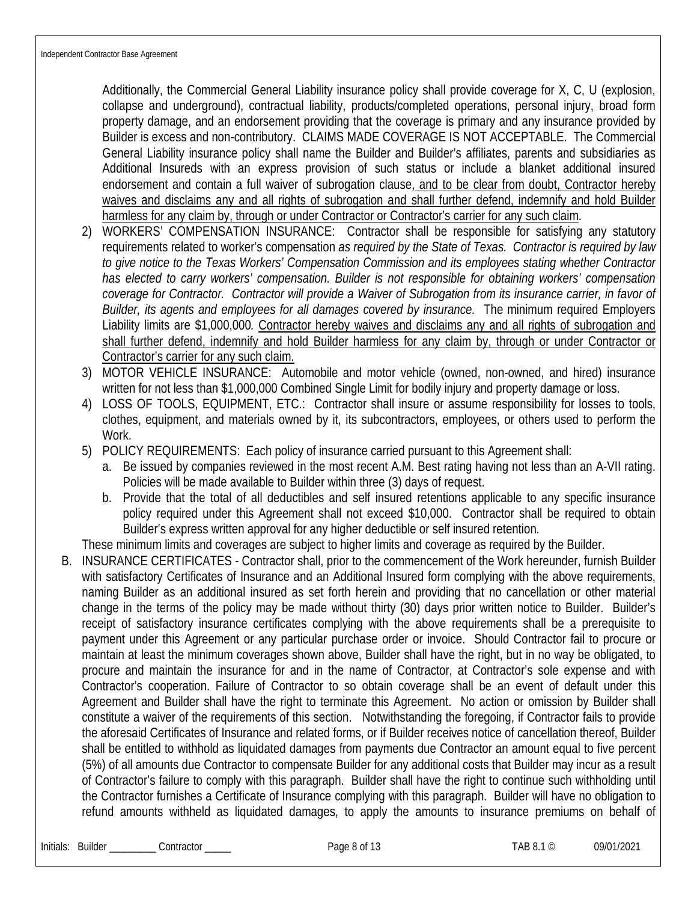Additionally, the Commercial General Liability insurance policy shall provide coverage for X, C, U (explosion, collapse and underground), contractual liability, products/completed operations, personal injury, broad form property damage, and an endorsement providing that the coverage is primary and any insurance provided by Builder is excess and non-contributory. CLAIMS MADE COVERAGE IS NOT ACCEPTABLE. The Commercial General Liability insurance policy shall name the Builder and Builder's affiliates, parents and subsidiaries as Additional Insureds with an express provision of such status or include a blanket additional insured endorsement and contain a full waiver of subrogation clause, <u>and to be clear from doubt, Contractor hereby waives and disclaims any and all rights of subrogation and shall further defend, indemnify and hold Builder harmless for any claim by, through or under Contractor or Contractor's carrier for any such claim</u>.

2) WORKERS' COMPENSATION INSURANCE: Contractor shall be responsible for satisfying any statutory requirements related to worker's compensation *as required by the State of Texas. Contractor is required by law to give notice to the Texas Workers' Compensation Commission and its employees stating whether Contractor has elected to carry workers' compensation. Builder is not responsible for obtaining workers' compensation coverage for Contractor. Contractor will provide a Waiver of Subrogation from its insurance carrier, in favor of Builder, its agents and employees for all damages covered by insurance.* The minimum required Employers Liability limits are $1,000,000*.* <u>Contractor hereby waives and disclaims any and all rights of subrogation and shall further defend, indemnify and hold Builder harmless for any claim by, through or under Contractor or Contractor's carrier for any such claim.</u>
3) MOTOR VEHICLE INSURANCE: Automobile and motor vehicle (owned, non-owned, and hired) insurance written for not less than $1,000,000 Combined Single Limit for bodily injury and property damage or loss.
4) LOSS OF TOOLS, EQUIPMENT, ETC.: Contractor shall insure or assume responsibility for losses to tools, clothes, equipment, and materials owned by it, its subcontractors, employees, or others used to perform the Work.
5) POLICY REQUIREMENTS: Each policy of insurance carried pursuant to this Agreement shall:
   a. Be issued by companies reviewed in the most recent A.M. Best rating having not less than an A-VII rating. Policies will be made available to Builder within three (3) days of request.
   b. Provide that the total of all deductibles and self insured retentions applicable to any specific insurance policy required under this Agreement shall not exceed $10,000. Contractor shall be required to obtain Builder's express written approval for any higher deductible or self insured retention.

These minimum limits and coverages are subject to higher limits and coverage as required by the Builder.

B. INSURANCE CERTIFICATES - Contractor shall, prior to the commencement of the Work hereunder, furnish Builder with satisfactory Certificates of Insurance and an Additional Insured form complying with the above requirements, naming Builder as an additional insured as set forth herein and providing that no cancellation or other material change in the terms of the policy may be made without thirty (30) days prior written notice to Builder. Builder's receipt of satisfactory insurance certificates complying with the above requirements shall be a prerequisite to payment under this Agreement or any particular purchase order or invoice. Should Contractor fail to procure or maintain at least the minimum coverages shown above, Builder shall have the right, but in no way be obligated, to procure and maintain the insurance for and in the name of Contractor, at Contractor's sole expense and with Contractor's cooperation. Failure of Contractor to so obtain coverage shall be an event of default under this Agreement and Builder shall have the right to terminate this Agreement. No action or omission by Builder shall constitute a waiver of the requirements of this section. Notwithstanding the foregoing, if Contractor fails to provide the aforesaid Certificates of Insurance and related forms, or if Builder receives notice of cancellation thereof, Builder shall be entitled to withhold as liquidated damages from payments due Contractor an amount equal to five percent (5%) of all amounts due Contractor to compensate Builder for any additional costs that Builder may incur as a result of Contractor's failure to comply with this paragraph. Builder shall have the right to continue such withholding until the Contractor furnishes a Certificate of Insurance complying with this paragraph. Builder will have no obligation to refund amounts withheld as liquidated damages, to apply the amounts to insurance premiums on behalf of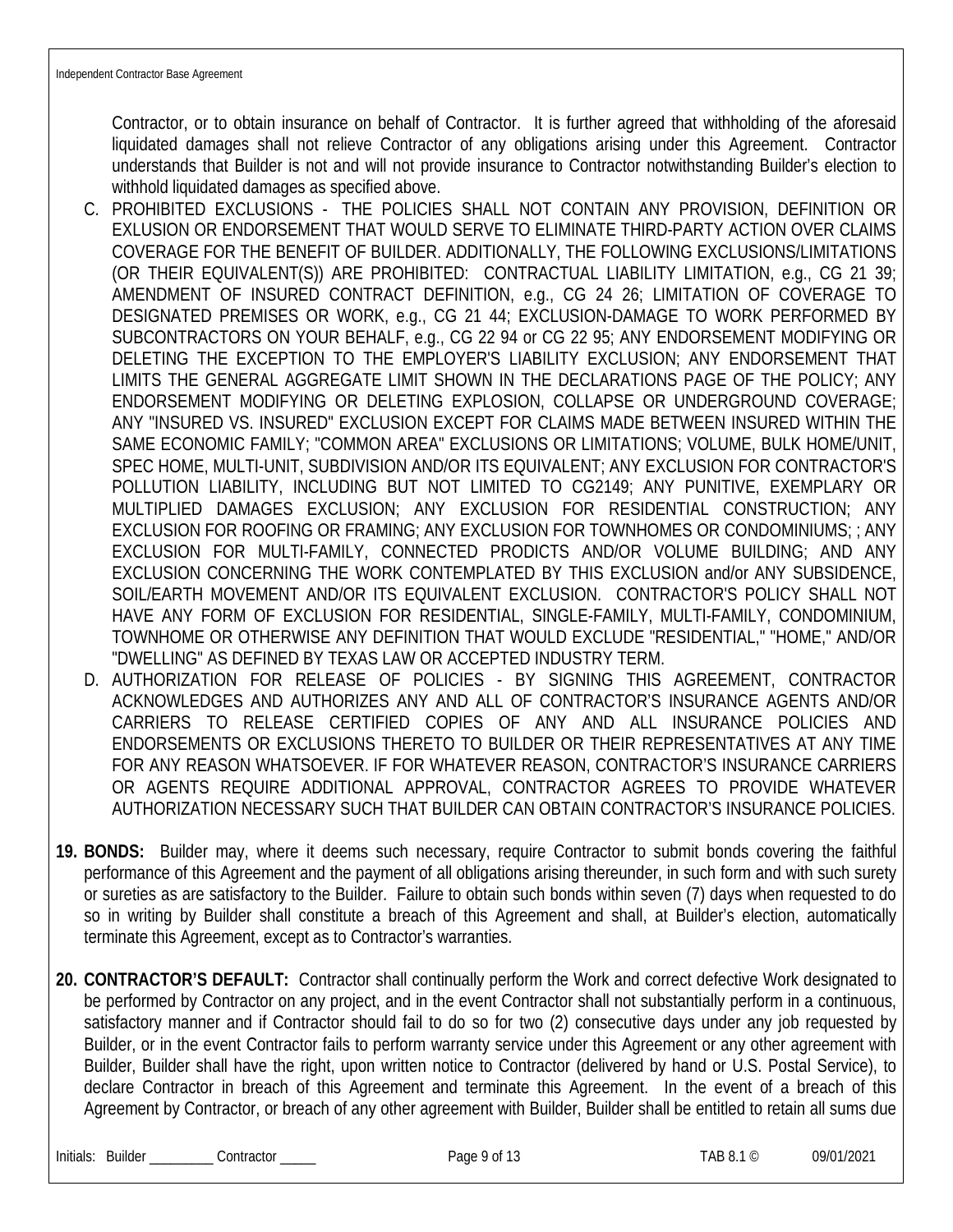Contractor, or to obtain insurance on behalf of Contractor. It is further agreed that withholding of the aforesaid liquidated damages shall not relieve Contractor of any obligations arising under this Agreement. Contractor understands that Builder is not and will not provide insurance to Contractor notwithstanding Builder's election to withhold liquidated damages as specified above.

C. PROHIBITED EXCLUSIONS - THE POLICIES SHALL NOT CONTAIN ANY PROVISION, DEFINITION OR EXLUSION OR ENDORSEMENT THAT WOULD SERVE TO ELIMINATE THIRD-PARTY ACTION OVER CLAIMS COVERAGE FOR THE BENEFIT OF BUILDER. ADDITIONALLY, THE FOLLOWING EXCLUSIONS/LIMITATIONS (OR THEIR EQUIVALENT(S)) ARE PROHIBITED: CONTRACTUAL LIABILITY LIMITATION, e.g., CG 21 39; AMENDMENT OF INSURED CONTRACT DEFINITION, e.g., CG 24 26; LIMITATION OF COVERAGE TO DESIGNATED PREMISES OR WORK, e.g., CG 21 44; EXCLUSION-DAMAGE TO WORK PERFORMED BY SUBCONTRACTORS ON YOUR BEHALF, e.g., CG 22 94 or CG 22 95; ANY ENDORSEMENT MODIFYING OR DELETING THE EXCEPTION TO THE EMPLOYER'S LIABILITY EXCLUSION; ANY ENDORSEMENT THAT LIMITS THE GENERAL AGGREGATE LIMIT SHOWN IN THE DECLARATIONS PAGE OF THE POLICY; ANY ENDORSEMENT MODIFYING OR DELETING EXPLOSION, COLLAPSE OR UNDERGROUND COVERAGE; ANY "INSURED VS. INSURED" EXCLUSION EXCEPT FOR CLAIMS MADE BETWEEN INSURED WITHIN THE SAME ECONOMIC FAMILY; "COMMON AREA" EXCLUSIONS OR LIMITATIONS; VOLUME, BULK HOME/UNIT, SPEC HOME, MULTI-UNIT, SUBDIVISION AND/OR ITS EQUIVALENT; ANY EXCLUSION FOR CONTRACTOR'S POLLUTION LIABILITY, INCLUDING BUT NOT LIMITED TO CG2149; ANY PUNITIVE, EXEMPLARY OR MULTIPLIED DAMAGES EXCLUSION; ANY EXCLUSION FOR RESIDENTIAL CONSTRUCTION; ANY EXCLUSION FOR ROOFING OR FRAMING; ANY EXCLUSION FOR TOWNHOMES OR CONDOMINIUMS; ; ANY EXCLUSION FOR MULTI-FAMILY, CONNECTED PRODICTS AND/OR VOLUME BUILDING; AND ANY EXCLUSION CONCERNING THE WORK CONTEMPLATED BY THIS EXCLUSION and/or ANY SUBSIDENCE, SOIL/EARTH MOVEMENT AND/OR ITS EQUIVALENT EXCLUSION. CONTRACTOR'S POLICY SHALL NOT HAVE ANY FORM OF EXCLUSION FOR RESIDENTIAL, SINGLE-FAMILY, MULTI-FAMILY, CONDOMINIUM, TOWNHOME OR OTHERWISE ANY DEFINITION THAT WOULD EXCLUDE "RESIDENTIAL," "HOME," AND/OR "DWELLING" AS DEFINED BY TEXAS LAW OR ACCEPTED INDUSTRY TERM.

D. AUTHORIZATION FOR RELEASE OF POLICIES - BY SIGNING THIS AGREEMENT, CONTRACTOR ACKNOWLEDGES AND AUTHORIZES ANY AND ALL OF CONTRACTOR'S INSURANCE AGENTS AND/OR CARRIERS TO RELEASE CERTIFIED COPIES OF ANY AND ALL INSURANCE POLICIES AND ENDORSEMENTS OR EXCLUSIONS THERETO TO BUILDER OR THEIR REPRESENTATIVES AT ANY TIME FOR ANY REASON WHATSOEVER. IF FOR WHATEVER REASON, CONTRACTOR'S INSURANCE CARRIERS OR AGENTS REQUIRE ADDITIONAL APPROVAL, CONTRACTOR AGREES TO PROVIDE WHATEVER AUTHORIZATION NECESSARY SUCH THAT BUILDER CAN OBTAIN CONTRACTOR'S INSURANCE POLICIES.

**19. BONDS:** Builder may, where it deems such necessary, require Contractor to submit bonds covering the faithful performance of this Agreement and the payment of all obligations arising thereunder, in such form and with such surety or sureties as are satisfactory to the Builder. Failure to obtain such bonds within seven (7) days when requested to do so in writing by Builder shall constitute a breach of this Agreement and shall, at Builder's election, automatically terminate this Agreement, except as to Contractor's warranties.

**20. CONTRACTOR'S DEFAULT:** Contractor shall continually perform the Work and correct defective Work designated to be performed by Contractor on any project, and in the event Contractor shall not substantially perform in a continuous, satisfactory manner and if Contractor should fail to do so for two (2) consecutive days under any job requested by Builder, or in the event Contractor fails to perform warranty service under this Agreement or any other agreement with Builder, Builder shall have the right, upon written notice to Contractor (delivered by hand or U.S. Postal Service), to declare Contractor in breach of this Agreement and terminate this Agreement. In the event of a breach of this Agreement by Contractor, or breach of any other agreement with Builder, Builder shall be entitled to retain all sums due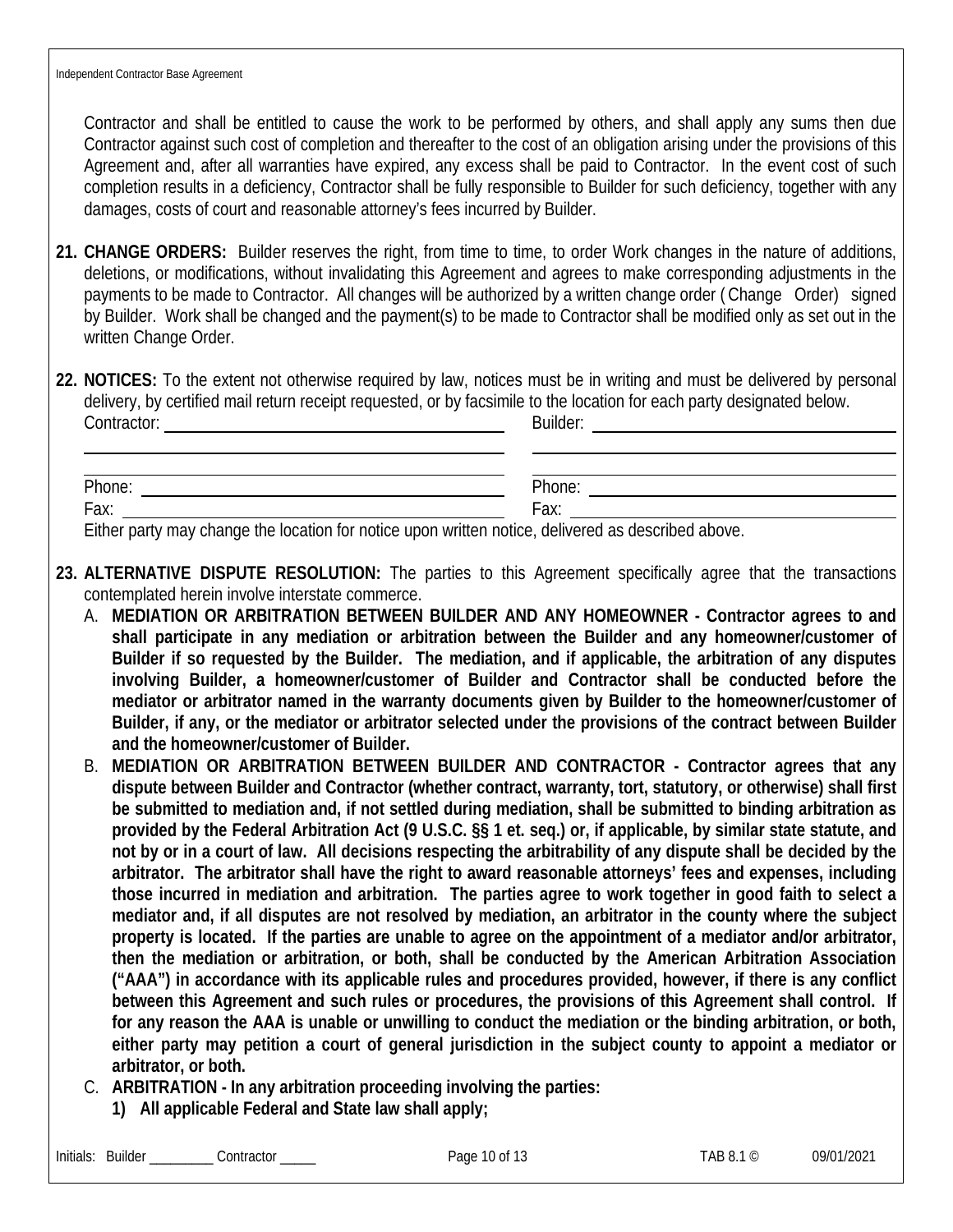Contractor and shall be entitled to cause the work to be performed by others, and shall apply any sums then due Contractor against such cost of completion and thereafter to the cost of an obligation arising under the provisions of this Agreement and, after all warranties have expired, any excess shall be paid to Contractor. In the event cost of such completion results in a deficiency, Contractor shall be fully responsible to Builder for such deficiency, together with any damages, costs of court and reasonable attorney's fees incurred by Builder.

**21. CHANGE ORDERS:** Builder reserves the right, from time to time, to order Work changes in the nature of additions, deletions, or modifications, without invalidating this Agreement and agrees to make corresponding adjustments in the payments to be made to Contractor. All changes will be authorized by a written change order ( Change Order) signed by Builder. Work shall be changed and the payment(s) to be made to Contractor shall be modified only as set out in the written Change Order.

**22. NOTICES:** To the extent not otherwise required by law, notices must be in writing and must be delivered by personal delivery, by certified mail return receipt requested, or by facsimile to the location for each party designated below.

Contractor: ______________________________ Builder: ______________________________

______________________________ ______________________________

______________________________ ______________________________

Phone: ______________________________ Phone: ______________________________

Fax: ______________________________ Fax: ______________________________

Either party may change the location for notice upon written notice, delivered as described above.

**23. ALTERNATIVE DISPUTE RESOLUTION:** The parties to this Agreement specifically agree that the transactions contemplated herein involve interstate commerce.

A. **MEDIATION OR ARBITRATION BETWEEN BUILDER AND ANY HOMEOWNER - Contractor agrees to and shall participate in any mediation or arbitration between the Builder and any homeowner/customer of Builder if so requested by the Builder. The mediation, and if applicable, the arbitration of any disputes involving Builder, a homeowner/customer of Builder and Contractor shall be conducted before the mediator or arbitrator named in the warranty documents given by Builder to the homeowner/customer of Builder, if any, or the mediator or arbitrator selected under the provisions of the contract between Builder and the homeowner/customer of Builder.**

B. **MEDIATION OR ARBITRATION BETWEEN BUILDER AND CONTRACTOR - Contractor agrees that any dispute between Builder and Contractor (whether contract, warranty, tort, statutory, or otherwise) shall first be submitted to mediation and, if not settled during mediation, shall be submitted to binding arbitration as provided by the Federal Arbitration Act (9 U.S.C. §§ 1 et. seq.) or, if applicable, by similar state statute, and not by or in a court of law. All decisions respecting the arbitrability of any dispute shall be decided by the arbitrator. The arbitrator shall have the right to award reasonable attorneys' fees and expenses, including those incurred in mediation and arbitration. The parties agree to work together in good faith to select a mediator and, if all disputes are not resolved by mediation, an arbitrator in the county where the subject property is located. If the parties are unable to agree on the appointment of a mediator and/or arbitrator, then the mediation or arbitration, or both, shall be conducted by the American Arbitration Association ("AAA") in accordance with its applicable rules and procedures provided, however, if there is any conflict between this Agreement and such rules or procedures, the provisions of this Agreement shall control. If for any reason the AAA is unable or unwilling to conduct the mediation or the binding arbitration, or both, either party may petition a court of general jurisdiction in the subject county to appoint a mediator or arbitrator, or both.**

C. **ARBITRATION - In any arbitration proceeding involving the parties:**

   **1) All applicable Federal and State law shall apply;**

Initials: Builder _________ Contractor _____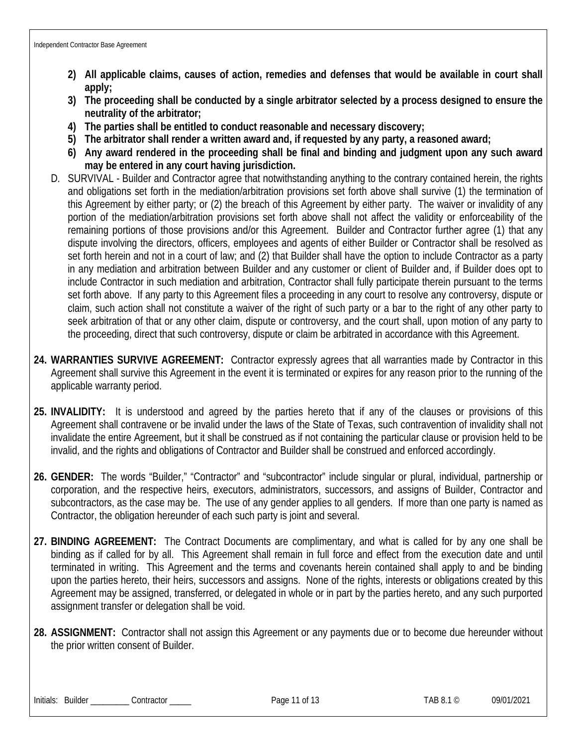2) **All applicable claims, causes of action, remedies and defenses that would be available in court shall apply;**
3) **The proceeding shall be conducted by a single arbitrator selected by a process designed to ensure the neutrality of the arbitrator;**
4) **The parties shall be entitled to conduct reasonable and necessary discovery;**
5) **The arbitrator shall render a written award and, if requested by any party, a reasoned award;**
6) **Any award rendered in the proceeding shall be final and binding and judgment upon any such award may be entered in any court having jurisdiction.**

D. SURVIVAL - Builder and Contractor agree that notwithstanding anything to the contrary contained herein, the rights and obligations set forth in the mediation/arbitration provisions set forth above shall survive (1) the termination of this Agreement by either party; or (2) the breach of this Agreement by either party. The waiver or invalidity of any portion of the mediation/arbitration provisions set forth above shall not affect the validity or enforceability of the remaining portions of those provisions and/or this Agreement. Builder and Contractor further agree (1) that any dispute involving the directors, officers, employees and agents of either Builder or Contractor shall be resolved as set forth herein and not in a court of law; and (2) that Builder shall have the option to include Contractor as a party in any mediation and arbitration between Builder and any customer or client of Builder and, if Builder does opt to include Contractor in such mediation and arbitration, Contractor shall fully participate therein pursuant to the terms set forth above. If any party to this Agreement files a proceeding in any court to resolve any controversy, dispute or claim, such action shall not constitute a waiver of the right of such party or a bar to the right of any other party to seek arbitration of that or any other claim, dispute or controversy, and the court shall, upon motion of any party to the proceeding, direct that such controversy, dispute or claim be arbitrated in accordance with this Agreement.

**24. WARRANTIES SURVIVE AGREEMENT:** Contractor expressly agrees that all warranties made by Contractor in this Agreement shall survive this Agreement in the event it is terminated or expires for any reason prior to the running of the applicable warranty period.

**25. INVALIDITY:** It is understood and agreed by the parties hereto that if any of the clauses or provisions of this Agreement shall contravene or be invalid under the laws of the State of Texas, such contravention of invalidity shall not invalidate the entire Agreement, but it shall be construed as if not containing the particular clause or provision held to be invalid, and the rights and obligations of Contractor and Builder shall be construed and enforced accordingly.

**26. GENDER:** The words "Builder," "Contractor" and "subcontractor" include singular or plural, individual, partnership or corporation, and the respective heirs, executors, administrators, successors, and assigns of Builder, Contractor and subcontractors, as the case may be. The use of any gender applies to all genders. If more than one party is named as Contractor, the obligation hereunder of each such party is joint and several.

**27. BINDING AGREEMENT:** The Contract Documents are complimentary, and what is called for by any one shall be binding as if called for by all. This Agreement shall remain in full force and effect from the execution date and until terminated in writing. This Agreement and the terms and covenants herein contained shall apply to and be binding upon the parties hereto, their heirs, successors and assigns. None of the rights, interests or obligations created by this Agreement may be assigned, transferred, or delegated in whole or in part by the parties hereto, and any such purported assignment transfer or delegation shall be void.

**28. ASSIGNMENT:** Contractor shall not assign this Agreement or any payments due or to become due hereunder without the prior written consent of Builder.

Initials: Builder _________ Contractor _____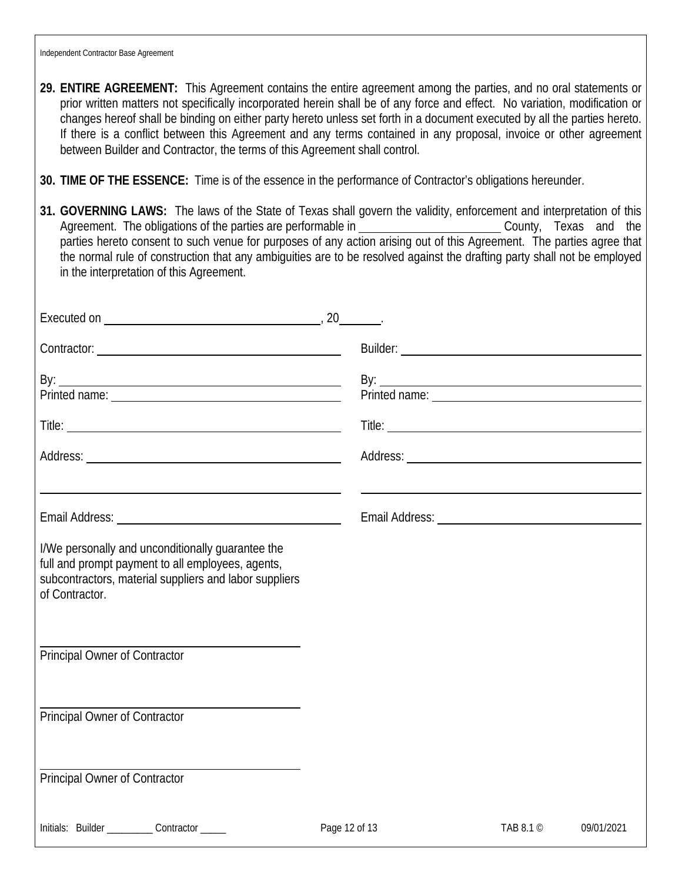**29. ENTIRE AGREEMENT:** This Agreement contains the entire agreement among the parties, and no oral statements or prior written matters not specifically incorporated herein shall be of any force and effect. No variation, modification or changes hereof shall be binding on either party hereto unless set forth in a document executed by all the parties hereto. If there is a conflict between this Agreement and any terms contained in any proposal, invoice or other agreement between Builder and Contractor, the terms of this Agreement shall control.

**30. TIME OF THE ESSENCE:** Time is of the essence in the performance of Contractor's obligations hereunder.

**31. GOVERNING LAWS:** The laws of the State of Texas shall govern the validity, enforcement and interpretation of this Agreement. The obligations of the parties are performable in ______________________ County, Texas and the parties hereto consent to such venue for purposes of any action arising out of this Agreement. The parties agree that the normal rule of construction that any ambiguities are to be resolved against the drafting party shall not be employed in the interpretation of this Agreement.

Executed on ____________________________________, 20______.

| | |
|---|---|
| Contractor: ______________________________ | Builder: ______________________________ |
| By: ______________________________ | By: ______________________________ |
| Printed name: ______________________________ | Printed name: ______________________________ |
| Title: ______________________________ | Title: ______________________________ |
| Address: ______________________________ | Address: ______________________________ |
| ______________________________ | ______________________________ |
| Email Address: ______________________________ | Email Address: ______________________________ |

I/We personally and unconditionally guarantee the full and prompt payment to all employees, agents, subcontractors, material suppliers and labor suppliers of Contractor.

______________________________
Principal Owner of Contractor

______________________________
Principal Owner of Contractor

______________________________
Principal Owner of Contractor

Initials: Builder _________ Contractor _____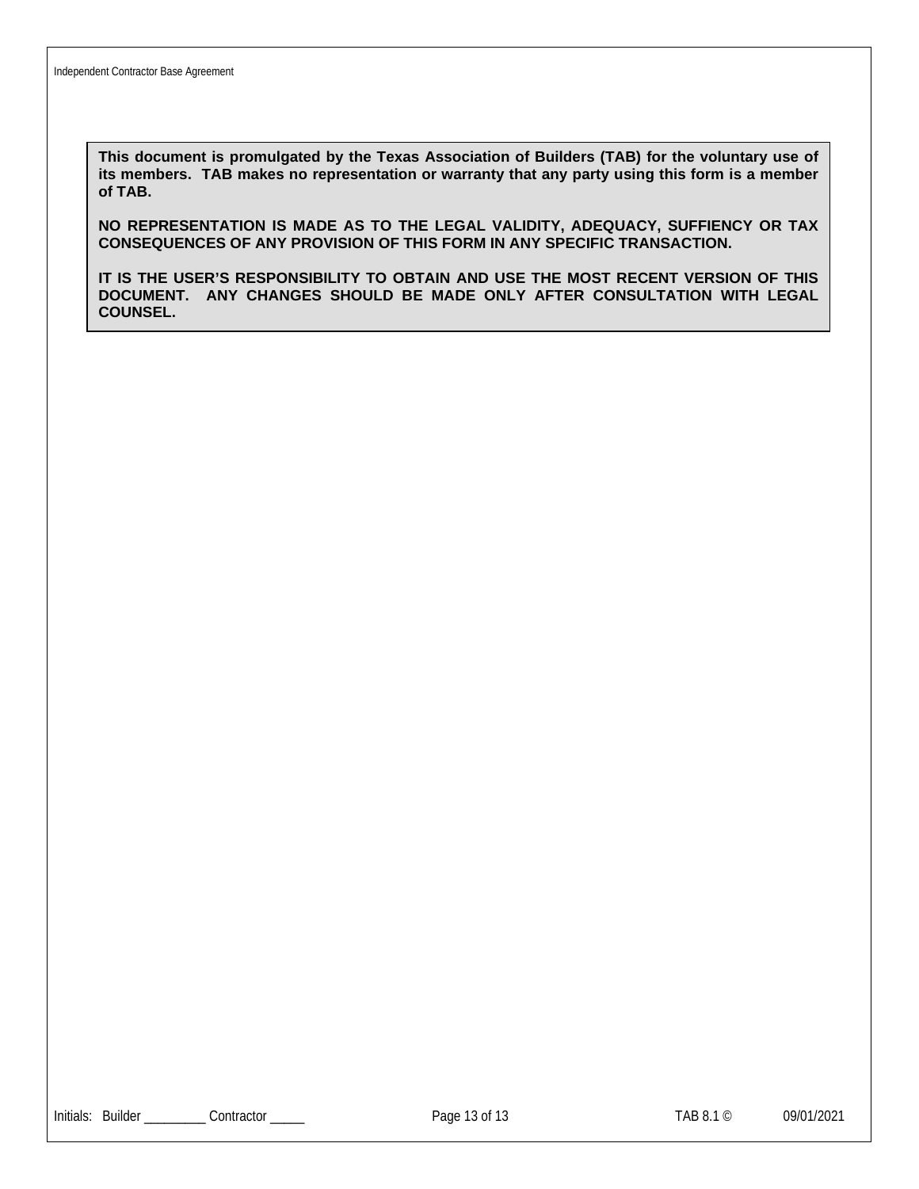**This document is promulgated by the Texas Association of Builders (TAB) for the voluntary use of its members. TAB makes no representation or warranty that any party using this form is a member of TAB.**

**NO REPRESENTATION IS MADE AS TO THE LEGAL VALIDITY, ADEQUACY, SUFFIENCY OR TAX CONSEQUENCES OF ANY PROVISION OF THIS FORM IN ANY SPECIFIC TRANSACTION.**

**IT IS THE USER'S RESPONSIBILITY TO OBTAIN AND USE THE MOST RECENT VERSION OF THIS DOCUMENT. ANY CHANGES SHOULD BE MADE ONLY AFTER CONSULTATION WITH LEGAL COUNSEL.**

Initials: Builder _________ Contractor _____